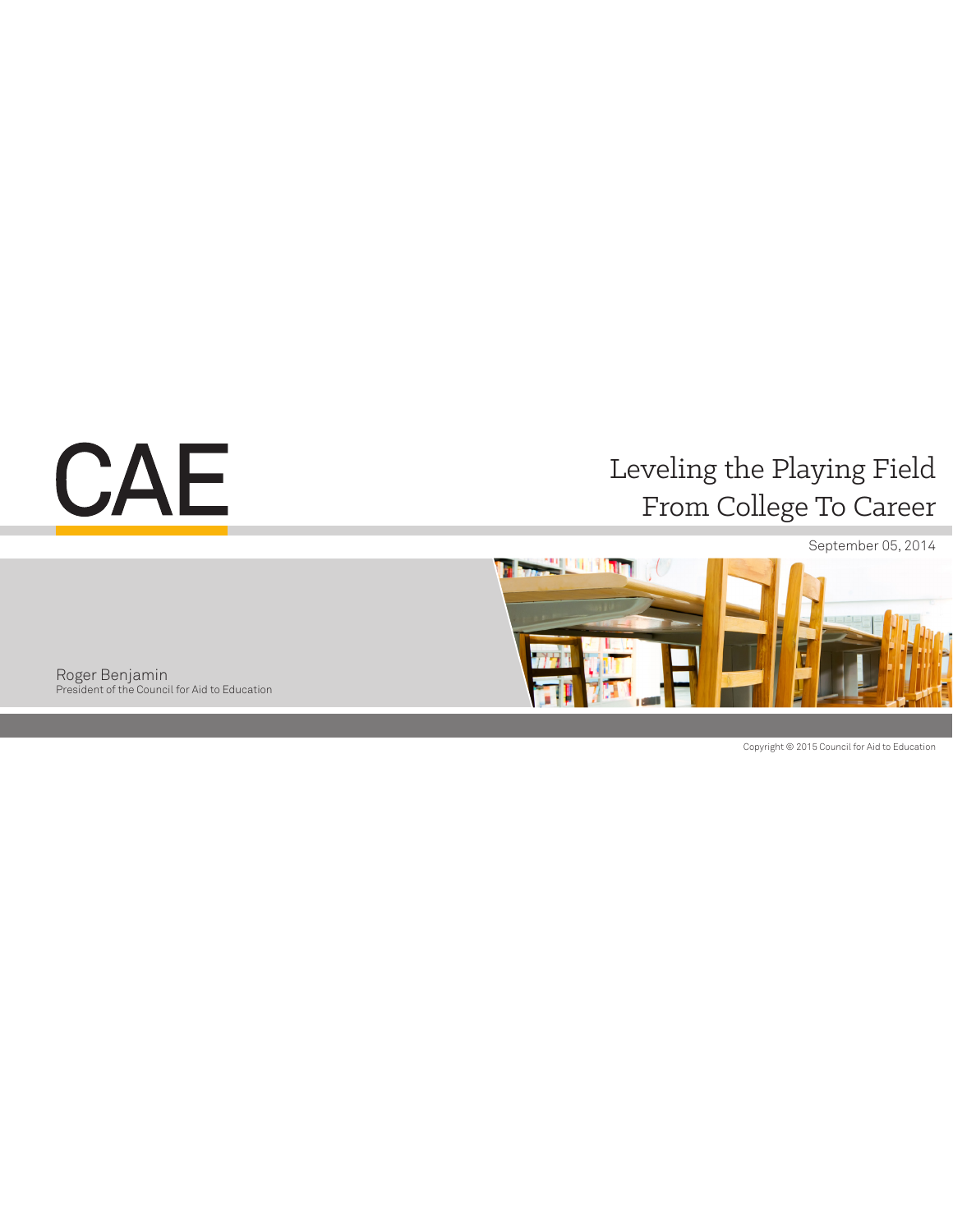CAE

# Leveling the Playing Field From College To Career

September 05, 2014

Roger Benjamin
President of the Council for Aid to Education

Copyright © 2015 Council for Aid to Education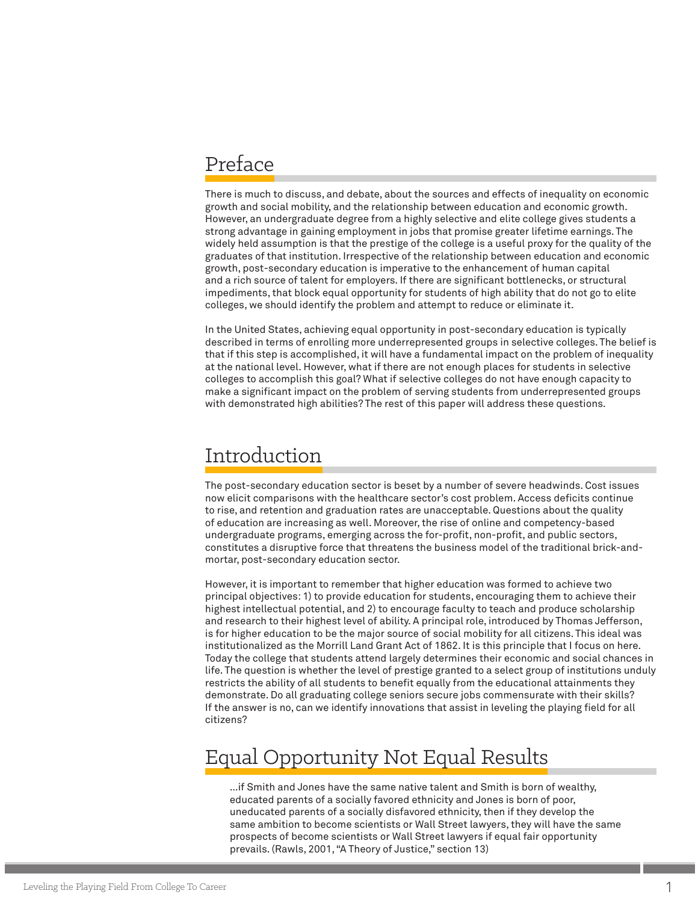## Preface

There is much to discuss, and debate, about the sources and effects of inequality on economic growth and social mobility, and the relationship between education and economic growth. However, an undergraduate degree from a highly selective and elite college gives students a strong advantage in gaining employment in jobs that promise greater lifetime earnings. The widely held assumption is that the prestige of the college is a useful proxy for the quality of the graduates of that institution. Irrespective of the relationship between education and economic growth, post-secondary education is imperative to the enhancement of human capital and a rich source of talent for employers. If there are significant bottlenecks, or structural impediments, that block equal opportunity for students of high ability that do not go to elite colleges, we should identify the problem and attempt to reduce or eliminate it.

In the United States, achieving equal opportunity in post-secondary education is typically described in terms of enrolling more underrepresented groups in selective colleges. The belief is that if this step is accomplished, it will have a fundamental impact on the problem of inequality at the national level. However, what if there are not enough places for students in selective colleges to accomplish this goal? What if selective colleges do not have enough capacity to make a significant impact on the problem of serving students from underrepresented groups with demonstrated high abilities? The rest of this paper will address these questions.

## Introduction

The post-secondary education sector is beset by a number of severe headwinds. Cost issues now elicit comparisons with the healthcare sector's cost problem. Access deficits continue to rise, and retention and graduation rates are unacceptable. Questions about the quality of education are increasing as well. Moreover, the rise of online and competency-based undergraduate programs, emerging across the for-profit, non-profit, and public sectors, constitutes a disruptive force that threatens the business model of the traditional brick-and-mortar, post-secondary education sector.

However, it is important to remember that higher education was formed to achieve two principal objectives: 1) to provide education for students, encouraging them to achieve their highest intellectual potential, and 2) to encourage faculty to teach and produce scholarship and research to their highest level of ability. A principal role, introduced by Thomas Jefferson, is for higher education to be the major source of social mobility for all citizens. This ideal was institutionalized as the Morrill Land Grant Act of 1862. It is this principle that I focus on here. Today the college that students attend largely determines their economic and social chances in life. The question is whether the level of prestige granted to a select group of institutions unduly restricts the ability of all students to benefit equally from the educational attainments they demonstrate. Do all graduating college seniors secure jobs commensurate with their skills? If the answer is no, can we identify innovations that assist in leveling the playing field for all citizens?

## Equal Opportunity Not Equal Results

> ...if Smith and Jones have the same native talent and Smith is born of wealthy, educated parents of a socially favored ethnicity and Jones is born of poor, uneducated parents of a socially disfavored ethnicity, then if they develop the same ambition to become scientists or Wall Street lawyers, they will have the same prospects of become scientists or Wall Street lawyers if equal fair opportunity prevails. (Rawls, 2001, "A Theory of Justice," section 13)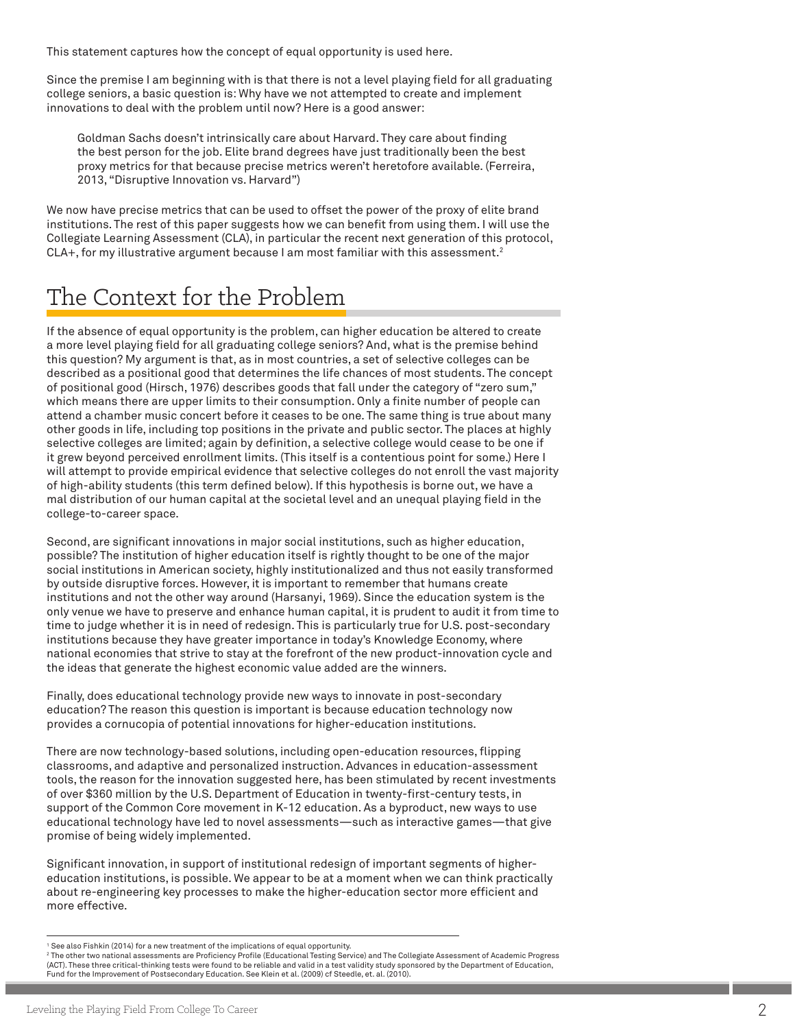This statement captures how the concept of equal opportunity is used here.

Since the premise I am beginning with is that there is not a level playing field for all graduating college seniors, a basic question is: Why have we not attempted to create and implement innovations to deal with the problem until now? Here is a good answer:

> Goldman Sachs doesn't intrinsically care about Harvard. They care about finding the best person for the job. Elite brand degrees have just traditionally been the best proxy metrics for that because precise metrics weren't heretofore available. (Ferreira, 2013, "Disruptive Innovation vs. Harvard")

We now have precise metrics that can be used to offset the power of the proxy of elite brand institutions. The rest of this paper suggests how we can benefit from using them. I will use the Collegiate Learning Assessment (CLA), in particular the recent next generation of this protocol, CLA+, for my illustrative argument because I am most familiar with this assessment.[2]

## The Context for the Problem

If the absence of equal opportunity is the problem, can higher education be altered to create a more level playing field for all graduating college seniors? And, what is the premise behind this question? My argument is that, as in most countries, a set of selective colleges can be described as a positional good that determines the life chances of most students. The concept of positional good (Hirsch, 1976) describes goods that fall under the category of "zero sum," which means there are upper limits to their consumption. Only a finite number of people can attend a chamber music concert before it ceases to be one. The same thing is true about many other goods in life, including top positions in the private and public sector. The places at highly selective colleges are limited; again by definition, a selective college would cease to be one if it grew beyond perceived enrollment limits. (This itself is a contentious point for some.) Here I will attempt to provide empirical evidence that selective colleges do not enroll the vast majority of high-ability students (this term defined below). If this hypothesis is borne out, we have a mal distribution of our human capital at the societal level and an unequal playing field in the college-to-career space.

Second, are significant innovations in major social institutions, such as higher education, possible? The institution of higher education itself is rightly thought to be one of the major social institutions in American society, highly institutionalized and thus not easily transformed by outside disruptive forces. However, it is important to remember that humans create institutions and not the other way around (Harsanyi, 1969). Since the education system is the only venue we have to preserve and enhance human capital, it is prudent to audit it from time to time to judge whether it is in need of redesign. This is particularly true for U.S. post-secondary institutions because they have greater importance in today's Knowledge Economy, where national economies that strive to stay at the forefront of the new product-innovation cycle and the ideas that generate the highest economic value added are the winners.

Finally, does educational technology provide new ways to innovate in post-secondary education? The reason this question is important is because education technology now provides a cornucopia of potential innovations for higher-education institutions.

There are now technology-based solutions, including open-education resources, flipping classrooms, and adaptive and personalized instruction. Advances in education-assessment tools, the reason for the innovation suggested here, has been stimulated by recent investments of over $360 million by the U.S. Department of Education in twenty-first-century tests, in support of the Common Core movement in K-12 education. As a byproduct, new ways to use educational technology have led to novel assessments—such as interactive games—that give promise of being widely implemented.

Significant innovation, in support of institutional redesign of important segments of higher-education institutions, is possible. We appear to be at a moment when we can think practically about re-engineering key processes to make the higher-education sector more efficient and more effective.

---

[1] See also Fishkin (2014) for a new treatment of the implications of equal opportunity.

[2] The other two national assessments are Proficiency Profile (Educational Testing Service) and The Collegiate Assessment of Academic Progress (ACT). These three critical-thinking tests were found to be reliable and valid in a test validity study sponsored by the Department of Education, Fund for the Improvement of Postsecondary Education. See Klein et al. (2009) cf Steedle, et. al. (2010).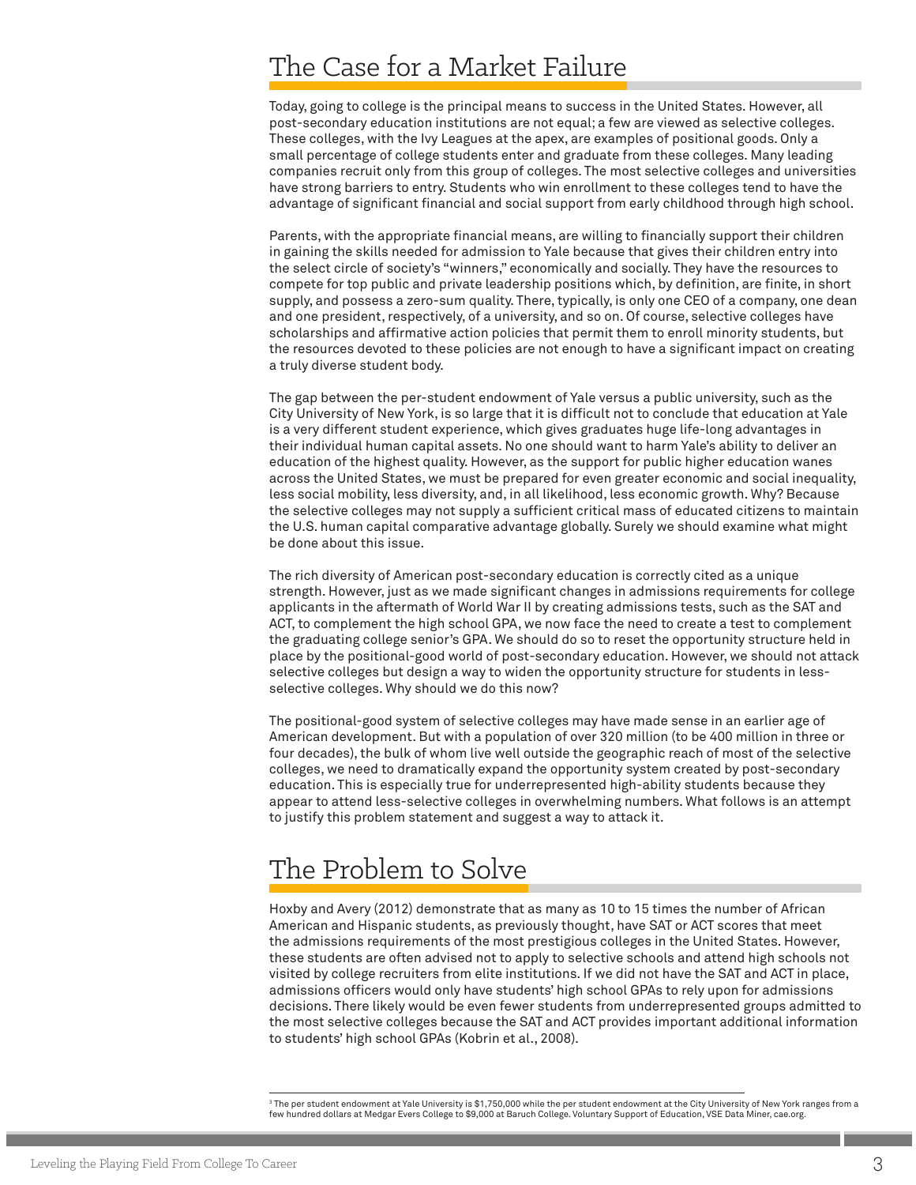## The Case for a Market Failure

Today, going to college is the principal means to success in the United States. However, all post-secondary education institutions are not equal; a few are viewed as selective colleges. These colleges, with the Ivy Leagues at the apex, are examples of positional goods. Only a small percentage of college students enter and graduate from these colleges. Many leading companies recruit only from this group of colleges. The most selective colleges and universities have strong barriers to entry. Students who win enrollment to these colleges tend to have the advantage of significant financial and social support from early childhood through high school.

Parents, with the appropriate financial means, are willing to financially support their children in gaining the skills needed for admission to Yale because that gives their children entry into the select circle of society's "winners," economically and socially. They have the resources to compete for top public and private leadership positions which, by definition, are finite, in short supply, and possess a zero-sum quality. There, typically, is only one CEO of a company, one dean and one president, respectively, of a university, and so on. Of course, selective colleges have scholarships and affirmative action policies that permit them to enroll minority students, but the resources devoted to these policies are not enough to have a significant impact on creating a truly diverse student body.

The gap between the per-student endowment of Yale versus a public university, such as the City University of New York, is so large that it is difficult not to conclude that education at Yale is a very different student experience, which gives graduates huge life-long advantages in their individual human capital assets. No one should want to harm Yale's ability to deliver an education of the highest quality. However, as the support for public higher education wanes across the United States, we must be prepared for even greater economic and social inequality, less social mobility, less diversity, and, in all likelihood, less economic growth. Why? Because the selective colleges may not supply a sufficient critical mass of educated citizens to maintain the U.S. human capital comparative advantage globally. Surely we should examine what might be done about this issue.

The rich diversity of American post-secondary education is correctly cited as a unique strength. However, just as we made significant changes in admissions requirements for college applicants in the aftermath of World War II by creating admissions tests, such as the SAT and ACT, to complement the high school GPA, we now face the need to create a test to complement the graduating college senior's GPA. We should do so to reset the opportunity structure held in place by the positional-good world of post-secondary education. However, we should not attack selective colleges but design a way to widen the opportunity structure for students in less-selective colleges. Why should we do this now?

The positional-good system of selective colleges may have made sense in an earlier age of American development. But with a population of over 320 million (to be 400 million in three or four decades), the bulk of whom live well outside the geographic reach of most of the selective colleges, we need to dramatically expand the opportunity system created by post-secondary education. This is especially true for underrepresented high-ability students because they appear to attend less-selective colleges in overwhelming numbers. What follows is an attempt to justify this problem statement and suggest a way to attack it.

## The Problem to Solve

Hoxby and Avery (2012) demonstrate that as many as 10 to 15 times the number of African American and Hispanic students, as previously thought, have SAT or ACT scores that meet the admissions requirements of the most prestigious colleges in the United States. However, these students are often advised not to apply to selective schools and attend high schools not visited by college recruiters from elite institutions. If we did not have the SAT and ACT in place, admissions officers would only have students' high school GPAs to rely upon for admissions decisions. There likely would be even fewer students from underrepresented groups admitted to the most selective colleges because the SAT and ACT provides important additional information to students' high school GPAs (Kobrin et al., 2008).

---

[3] The per student endowment at Yale University is $1,750,000 while the per student endowment at the City University of New York ranges from a few hundred dollars at Medgar Evers College to $9,000 at Baruch College. Voluntary Support of Education, VSE Data Miner, cae.org.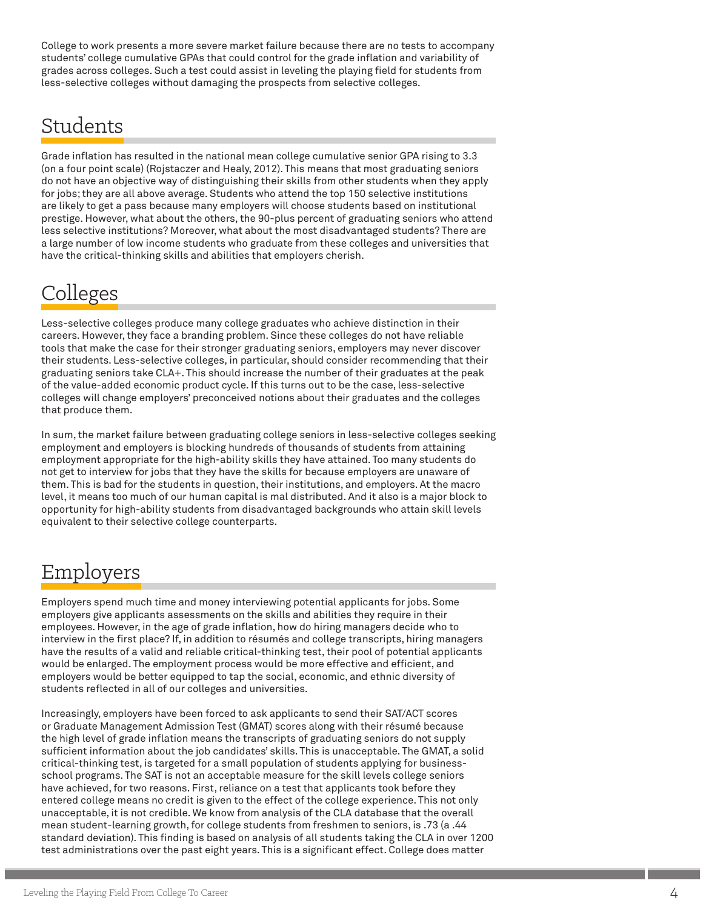College to work presents a more severe market failure because there are no tests to accompany students' college cumulative GPAs that could control for the grade inflation and variability of grades across colleges. Such a test could assist in leveling the playing field for students from less-selective colleges without damaging the prospects from selective colleges.

## Students

Grade inflation has resulted in the national mean college cumulative senior GPA rising to 3.3 (on a four point scale) (Rojstaczer and Healy, 2012). This means that most graduating seniors do not have an objective way of distinguishing their skills from other students when they apply for jobs; they are all above average. Students who attend the top 150 selective institutions are likely to get a pass because many employers will choose students based on institutional prestige. However, what about the others, the 90-plus percent of graduating seniors who attend less selective institutions? Moreover, what about the most disadvantaged students? There are a large number of low income students who graduate from these colleges and universities that have the critical-thinking skills and abilities that employers cherish.

## Colleges

Less-selective colleges produce many college graduates who achieve distinction in their careers. However, they face a branding problem. Since these colleges do not have reliable tools that make the case for their stronger graduating seniors, employers may never discover their students. Less-selective colleges, in particular, should consider recommending that their graduating seniors take CLA+. This should increase the number of their graduates at the peak of the value-added economic product cycle. If this turns out to be the case, less-selective colleges will change employers' preconceived notions about their graduates and the colleges that produce them.

In sum, the market failure between graduating college seniors in less-selective colleges seeking employment and employers is blocking hundreds of thousands of students from attaining employment appropriate for the high-ability skills they have attained. Too many students do not get to interview for jobs that they have the skills for because employers are unaware of them. This is bad for the students in question, their institutions, and employers. At the macro level, it means too much of our human capital is mal distributed. And it also is a major block to opportunity for high-ability students from disadvantaged backgrounds who attain skill levels equivalent to their selective college counterparts.

## Employers

Employers spend much time and money interviewing potential applicants for jobs. Some employers give applicants assessments on the skills and abilities they require in their employees. However, in the age of grade inflation, how do hiring managers decide who to interview in the first place? If, in addition to résumés and college transcripts, hiring managers have the results of a valid and reliable critical-thinking test, their pool of potential applicants would be enlarged. The employment process would be more effective and efficient, and employers would be better equipped to tap the social, economic, and ethnic diversity of students reflected in all of our colleges and universities.

Increasingly, employers have been forced to ask applicants to send their SAT/ACT scores or Graduate Management Admission Test (GMAT) scores along with their résumé because the high level of grade inflation means the transcripts of graduating seniors do not supply sufficient information about the job candidates' skills. This is unacceptable. The GMAT, a solid critical-thinking test, is targeted for a small population of students applying for business-school programs. The SAT is not an acceptable measure for the skill levels college seniors have achieved, for two reasons. First, reliance on a test that applicants took before they entered college means no credit is given to the effect of the college experience. This not only unacceptable, it is not credible. We know from analysis of the CLA database that the overall mean student-learning growth, for college students from freshmen to seniors, is .73 (a .44 standard deviation). This finding is based on analysis of all students taking the CLA in over 1200 test administrations over the past eight years. This is a significant effect. College does matter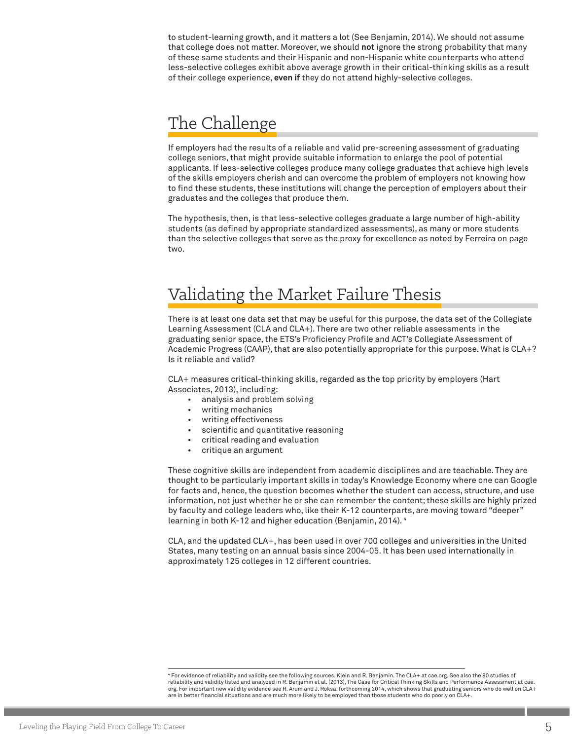to student-learning growth, and it matters a lot (See Benjamin, 2014). We should not assume that college does not matter. Moreover, we should **not** ignore the strong probability that many of these same students and their Hispanic and non-Hispanic white counterparts who attend less-selective colleges exhibit above average growth in their critical-thinking skills as a result of their college experience, **even if** they do not attend highly-selective colleges.

## The Challenge

If employers had the results of a reliable and valid pre-screening assessment of graduating college seniors, that might provide suitable information to enlarge the pool of potential applicants. If less-selective colleges produce many college graduates that achieve high levels of the skills employers cherish and can overcome the problem of employers not knowing how to find these students, these institutions will change the perception of employers about their graduates and the colleges that produce them.

The hypothesis, then, is that less-selective colleges graduate a large number of high-ability students (as defined by appropriate standardized assessments), as many or more students than the selective colleges that serve as the proxy for excellence as noted by Ferreira on page two.

## Validating the Market Failure Thesis

There is at least one data set that may be useful for this purpose, the data set of the Collegiate Learning Assessment (CLA and CLA+). There are two other reliable assessments in the graduating senior space, the ETS's Proficiency Profile and ACT's Collegiate Assessment of Academic Progress (CAAP), that are also potentially appropriate for this purpose. What is CLA+? Is it reliable and valid?

CLA+ measures critical-thinking skills, regarded as the top priority by employers (Hart Associates, 2013), including:

- analysis and problem solving
- writing mechanics
- writing effectiveness
- scientific and quantitative reasoning
- critical reading and evaluation
- critique an argument

These cognitive skills are independent from academic disciplines and are teachable. They are thought to be particularly important skills in today's Knowledge Economy where one can Google for facts and, hence, the question becomes whether the student can access, structure, and use information, not just whether he or she can remember the content; these skills are highly prized by faculty and college leaders who, like their K-12 counterparts, are moving toward "deeper" learning in both K-12 and higher education (Benjamin, 2014). [4]

CLA, and the updated CLA+, has been used in over 700 colleges and universities in the United States, many testing on an annual basis since 2004-05. It has been used internationally in approximately 125 colleges in 12 different countries.

---

[4] For evidence of reliability and validity see the following sources. Klein and R. Benjamin. The CLA+ at cae.org. See also the 90 studies of reliability and validity listed and analyzed in R. Benjamin et al. (2013), The Case for Critical Thinking Skills and Performance Assessment at cae.org. For important new validity evidence see R. Arum and J. Roksa, forthcoming 2014, which shows that graduating seniors who do well on CLA+ are in better financial situations and are much more likely to be employed than those students who do poorly on CLA+.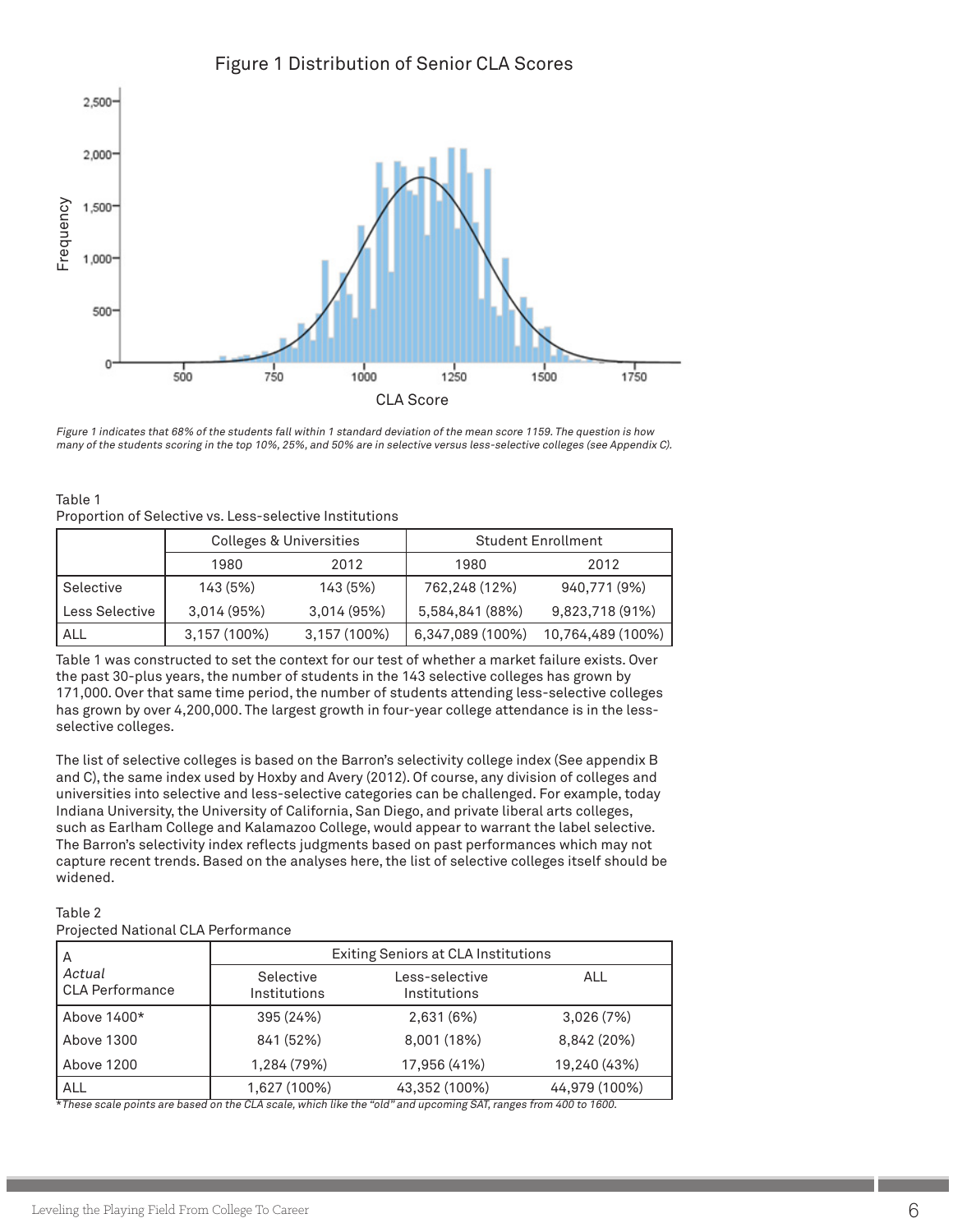Figure 1 Distribution of Senior CLA Scores

*Figure 1 indicates that 68% of the students fall within 1 standard deviation of the mean score 1159. The question is how many of the students scoring in the top 10%, 25%, and 50% are in selective versus less-selective colleges (see Appendix C).*

Table 1
Proportion of Selective vs. Less-selective Institutions

| | Colleges & Universities | | Student Enrollment | |
|---|---|---|---|---|
| | 1980 | 2012 | 1980 | 2012 |
| Selective | 143 (5%) | 143 (5%) | 762,248 (12%) | 940,771 (9%) |
| Less Selective | 3,014 (95%) | 3,014 (95%) | 5,584,841 (88%) | 9,823,718 (91%) |
| ALL | 3,157 (100%) | 3,157 (100%) | 6,347,089 (100%) | 10,764,489 (100%) |

Table 1 was constructed to set the context for our test of whether a market failure exists. Over the past 30-plus years, the number of students in the 143 selective colleges has grown by 171,000. Over that same time period, the number of students attending less-selective colleges has grown by over 4,200,000. The largest growth in four-year college attendance is in the less-selective colleges.

The list of selective colleges is based on the Barron's selectivity college index (See appendix B and C), the same index used by Hoxby and Avery (2012). Of course, any division of colleges and universities into selective and less-selective categories can be challenged. For example, today Indiana University, the University of California, San Diego, and private liberal arts colleges, such as Earlham College and Kalamazoo College, would appear to warrant the label selective. The Barron's selectivity index reflects judgments based on past performances which may not capture recent trends. Based on the analyses here, the list of selective colleges itself should be widened.

Table 2
Projected National CLA Performance

| A *Actual* CLA Performance | Exiting Seniors at CLA Institutions | | |
|---|---|---|---|
| | Selective Institutions | Less-selective Institutions | ALL |
| Above 1400* | 395 (24%) | 2,631 (6%) | 3,026 (7%) |
| Above 1300 | 841 (52%) | 8,001 (18%) | 8,842 (20%) |
| Above 1200 | 1,284 (79%) | 17,956 (41%) | 19,240 (43%) |
| ALL | 1,627 (100%) | 43,352 (100%) | 44,979 (100%) |

*\*These scale points are based on the CLA scale, which like the "old" and upcoming SAT, ranges from 400 to 1600.*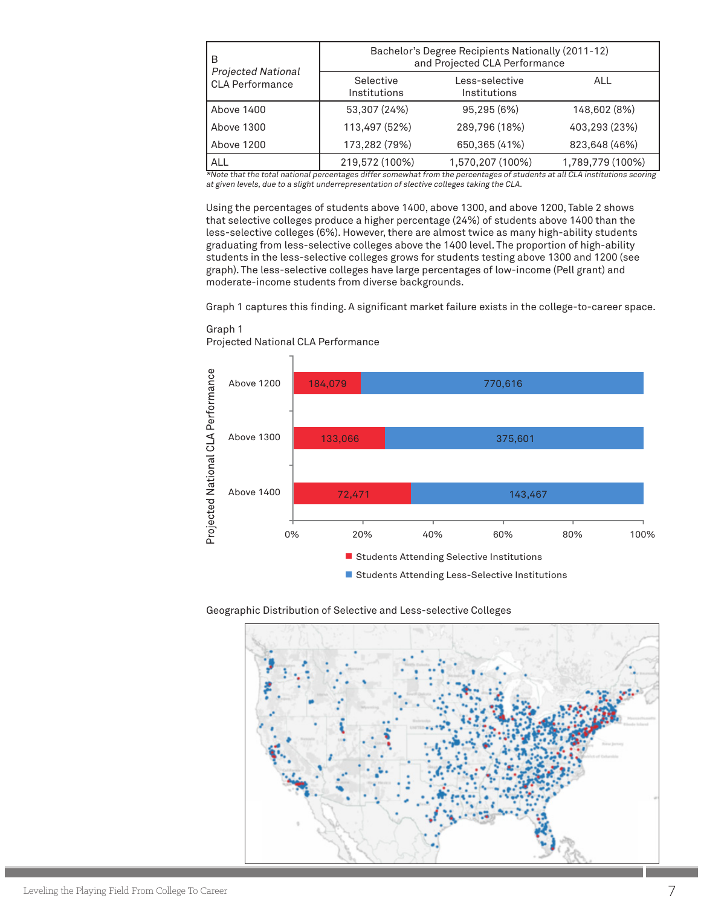| B<br>*Projected National*<br>CLA Performance | Bachelor's Degree Recipients Nationally (2011-12) and Projected CLA Performance | | |
|---|---|---|---|
| | Selective Institutions | Less-selective Institutions | ALL |
| Above 1400 | 53,307 (24%) | 95,295 (6%) | 148,602 (8%) |
| Above 1300 | 113,497 (52%) | 289,796 (18%) | 403,293 (23%) |
| Above 1200 | 173,282 (79%) | 650,365 (41%) | 823,648 (46%) |
| ALL | 219,572 (100%) | 1,570,207 (100%) | 1,789,779 (100%) |

*\*Note that the total national percentages differ somewhat from the percentages of students at all CLA institutions scoring at given levels, due to a slight underrepresentation of slective colleges taking the CLA.*

Using the percentages of students above 1400, above 1300, and above 1200, Table 2 shows that selective colleges produce a higher percentage (24%) of students above 1400 than the less-selective colleges (6%). However, there are almost twice as many high-ability students graduating from less-selective colleges above the 1400 level. The proportion of high-ability students in the less-selective colleges grows for students testing above 1300 and 1200 (see graph). The less-selective colleges have large percentages of low-income (Pell grant) and moderate-income students from diverse backgrounds.

Graph 1 captures this finding. A significant market failure exists in the college-to-career space.

Graph 1
Projected National CLA Performance

| Projected National CLA Performance | Students Attending Selective Institutions | Students Attending Less-Selective Institutions |
|---|---|---|
| Above 1200 | 184,079 | 770,616 |
| Above 1300 | 133,066 | 375,601 |
| Above 1400 | 72,471 | 143,467 |

Geographic Distribution of Selective and Less-selective Colleges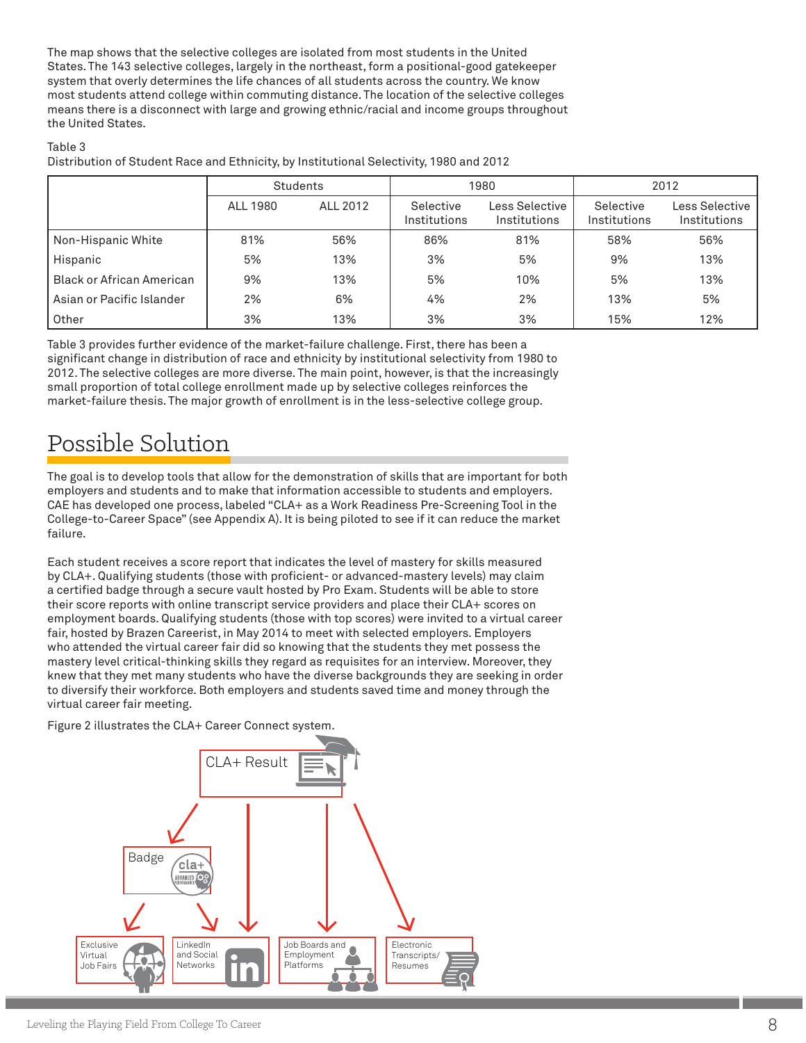The map shows that the selective colleges are isolated from most students in the United States. The 143 selective colleges, largely in the northeast, form a positional-good gatekeeper system that overly determines the life chances of all students across the country. We know most students attend college within commuting distance. The location of the selective colleges means there is a disconnect with large and growing ethnic/racial and income groups throughout the United States.

Table 3
Distribution of Student Race and Ethnicity, by Institutional Selectivity, 1980 and 2012

| | Students | | 1980 | | 2012 | |
|---|---|---|---|---|---|---|
| | ALL 1980 | ALL 2012 | Selective Institutions | Less Selective Institutions | Selective Institutions | Less Selective Institutions |
| Non-Hispanic White | 81% | 56% | 86% | 81% | 58% | 56% |
| Hispanic | 5% | 13% | 3% | 5% | 9% | 13% |
| Black or African American | 9% | 13% | 5% | 10% | 5% | 13% |
| Asian or Pacific Islander | 2% | 6% | 4% | 2% | 13% | 5% |
| Other | 3% | 13% | 3% | 3% | 15% | 12% |

Table 3 provides further evidence of the market-failure challenge. First, there has been a significant change in distribution of race and ethnicity by institutional selectivity from 1980 to 2012. The selective colleges are more diverse. The main point, however, is that the increasingly small proportion of total college enrollment made up by selective colleges reinforces the market-failure thesis. The major growth of enrollment is in the less-selective college group.

## Possible Solution

The goal is to develop tools that allow for the demonstration of skills that are important for both employers and students and to make that information accessible to students and employers. CAE has developed one process, labeled "CLA+ as a Work Readiness Pre-Screening Tool in the College-to-Career Space" (see Appendix A). It is being piloted to see if it can reduce the market failure.

Each student receives a score report that indicates the level of mastery for skills measured by CLA+. Qualifying students (those with proficient- or advanced-mastery levels) may claim a certified badge through a secure vault hosted by Pro Exam. Students will be able to store their score reports with online transcript service providers and place their CLA+ scores on employment boards. Qualifying students (those with top scores) were invited to a virtual career fair, hosted by Brazen Careerist, in May 2014 to meet with selected employers. Employers who attended the virtual career fair did so knowing that the students they met possess the mastery level critical-thinking skills they regard as requisites for an interview. Moreover, they knew that they met many students who have the diverse backgrounds they are seeking in order to diversify their workforce. Both employers and students saved time and money through the virtual career fair meeting.

Figure 2 illustrates the CLA+ Career Connect system.

CLA+ Result

Badge

Exclusive Virtual Job Fairs

LinkedIn and Social Networks

Job Boards and Employment Platforms

Electronic Transcripts/ Resumes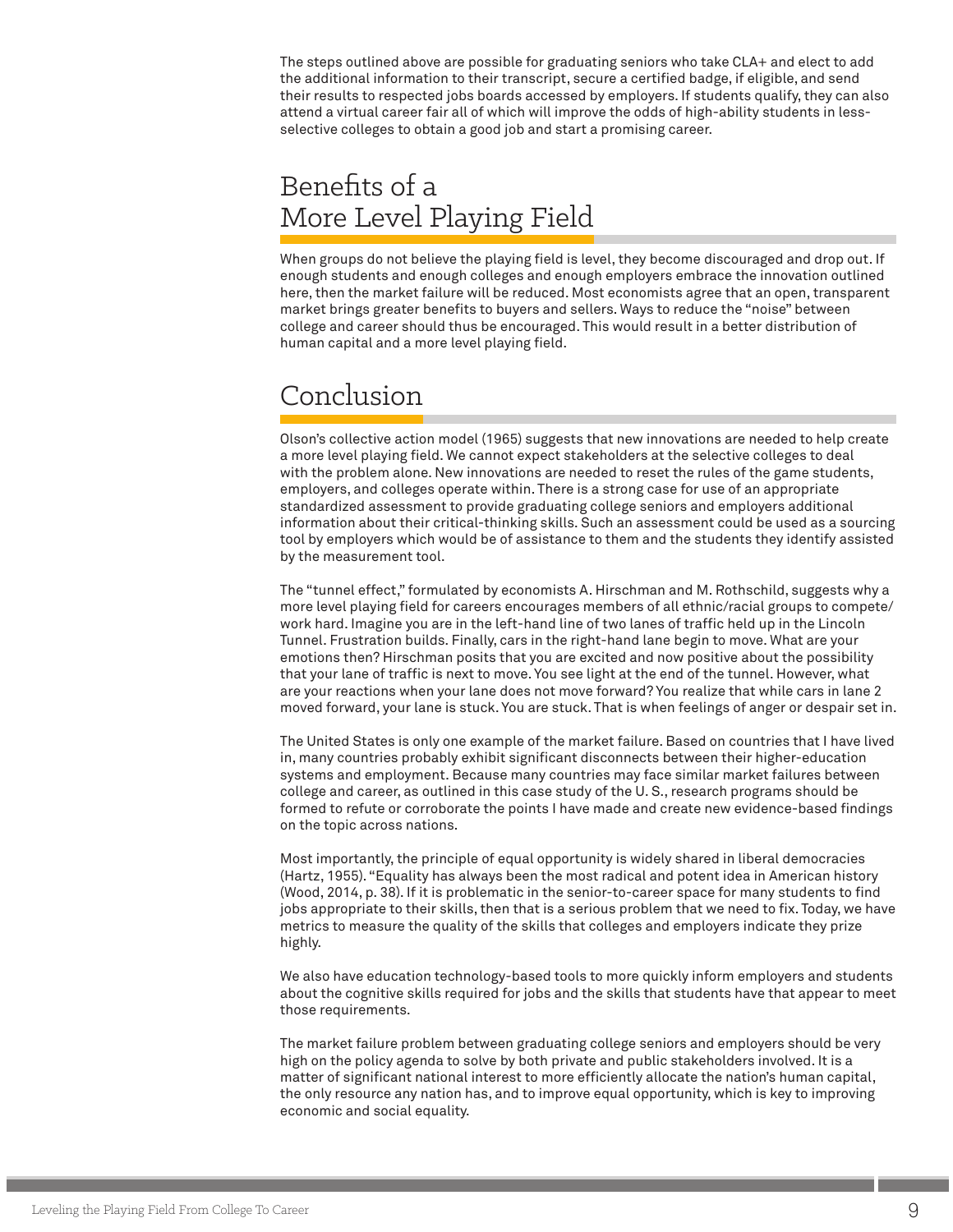The steps outlined above are possible for graduating seniors who take CLA+ and elect to add the additional information to their transcript, secure a certified badge, if eligible, and send their results to respected jobs boards accessed by employers. If students qualify, they can also attend a virtual career fair all of which will improve the odds of high-ability students in less-selective colleges to obtain a good job and start a promising career.

## Benefits of a More Level Playing Field

When groups do not believe the playing field is level, they become discouraged and drop out. If enough students and enough colleges and enough employers embrace the innovation outlined here, then the market failure will be reduced. Most economists agree that an open, transparent market brings greater benefits to buyers and sellers. Ways to reduce the "noise" between college and career should thus be encouraged. This would result in a better distribution of human capital and a more level playing field.

## Conclusion

Olson's collective action model (1965) suggests that new innovations are needed to help create a more level playing field. We cannot expect stakeholders at the selective colleges to deal with the problem alone. New innovations are needed to reset the rules of the game students, employers, and colleges operate within. There is a strong case for use of an appropriate standardized assessment to provide graduating college seniors and employers additional information about their critical-thinking skills. Such an assessment could be used as a sourcing tool by employers which would be of assistance to them and the students they identify assisted by the measurement tool.

The "tunnel effect," formulated by economists A. Hirschman and M. Rothschild, suggests why a more level playing field for careers encourages members of all ethnic/racial groups to compete/work hard. Imagine you are in the left-hand line of two lanes of traffic held up in the Lincoln Tunnel. Frustration builds. Finally, cars in the right-hand lane begin to move. What are your emotions then? Hirschman posits that you are excited and now positive about the possibility that your lane of traffic is next to move. You see light at the end of the tunnel. However, what are your reactions when your lane does not move forward? You realize that while cars in lane 2 moved forward, your lane is stuck. You are stuck. That is when feelings of anger or despair set in.

The United States is only one example of the market failure. Based on countries that I have lived in, many countries probably exhibit significant disconnects between their higher-education systems and employment. Because many countries may face similar market failures between college and career, as outlined in this case study of the U. S., research programs should be formed to refute or corroborate the points I have made and create new evidence-based findings on the topic across nations.

Most importantly, the principle of equal opportunity is widely shared in liberal democracies (Hartz, 1955). "Equality has always been the most radical and potent idea in American history (Wood, 2014, p. 38). If it is problematic in the senior-to-career space for many students to find jobs appropriate to their skills, then that is a serious problem that we need to fix. Today, we have metrics to measure the quality of the skills that colleges and employers indicate they prize highly.

We also have education technology-based tools to more quickly inform employers and students about the cognitive skills required for jobs and the skills that students have that appear to meet those requirements.

The market failure problem between graduating college seniors and employers should be very high on the policy agenda to solve by both private and public stakeholders involved. It is a matter of significant national interest to more efficiently allocate the nation's human capital, the only resource any nation has, and to improve equal opportunity, which is key to improving economic and social equality.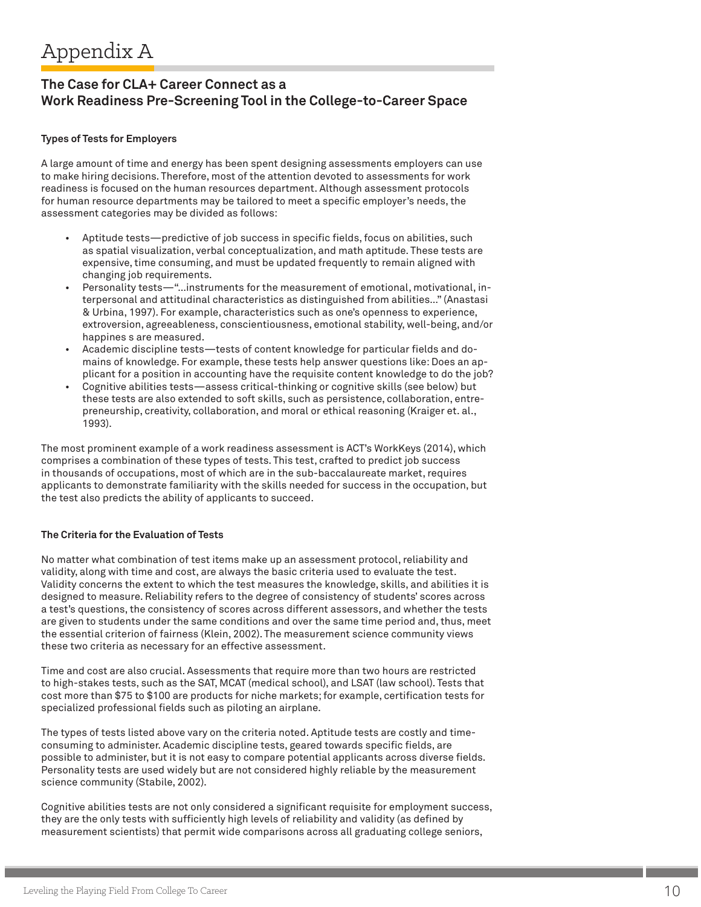# Appendix A

## The Case for CLA+ Career Connect as a Work Readiness Pre-Screening Tool in the College-to-Career Space

**Types of Tests for Employers**

A large amount of time and energy has been spent designing assessments employers can use to make hiring decisions. Therefore, most of the attention devoted to assessments for work readiness is focused on the human resources department. Although assessment protocols for human resource departments may be tailored to meet a specific employer's needs, the assessment categories may be divided as follows:

- Aptitude tests—predictive of job success in specific fields, focus on abilities, such as spatial visualization, verbal conceptualization, and math aptitude. These tests are expensive, time consuming, and must be updated frequently to remain aligned with changing job requirements.
- Personality tests—"...instruments for the measurement of emotional, motivational, interpersonal and attitudinal characteristics as distinguished from abilities..." (Anastasi & Urbina, 1997). For example, characteristics such as one's openness to experience, extroversion, agreeableness, conscientiousness, emotional stability, well-being, and/or happines s are measured.
- Academic discipline tests—tests of content knowledge for particular fields and domains of knowledge. For example, these tests help answer questions like: Does an applicant for a position in accounting have the requisite content knowledge to do the job?
- Cognitive abilities tests—assess critical-thinking or cognitive skills (see below) but these tests are also extended to soft skills, such as persistence, collaboration, entrepreneurship, creativity, collaboration, and moral or ethical reasoning (Kraiger et. al., 1993).

The most prominent example of a work readiness assessment is ACT's WorkKeys (2014), which comprises a combination of these types of tests. This test, crafted to predict job success in thousands of occupations, most of which are in the sub-baccalaureate market, requires applicants to demonstrate familiarity with the skills needed for success in the occupation, but the test also predicts the ability of applicants to succeed.

**The Criteria for the Evaluation of Tests**

No matter what combination of test items make up an assessment protocol, reliability and validity, along with time and cost, are always the basic criteria used to evaluate the test. Validity concerns the extent to which the test measures the knowledge, skills, and abilities it is designed to measure. Reliability refers to the degree of consistency of students' scores across a test's questions, the consistency of scores across different assessors, and whether the tests are given to students under the same conditions and over the same time period and, thus, meet the essential criterion of fairness (Klein, 2002). The measurement science community views these two criteria as necessary for an effective assessment.

Time and cost are also crucial. Assessments that require more than two hours are restricted to high-stakes tests, such as the SAT, MCAT (medical school), and LSAT (law school). Tests that cost more than $75 to $100 are products for niche markets; for example, certification tests for specialized professional fields such as piloting an airplane.

The types of tests listed above vary on the criteria noted. Aptitude tests are costly and time-consuming to administer. Academic discipline tests, geared towards specific fields, are possible to administer, but it is not easy to compare potential applicants across diverse fields. Personality tests are used widely but are not considered highly reliable by the measurement science community (Stabile, 2002).

Cognitive abilities tests are not only considered a significant requisite for employment success, they are the only tests with sufficiently high levels of reliability and validity (as defined by measurement scientists) that permit wide comparisons across all graduating college seniors,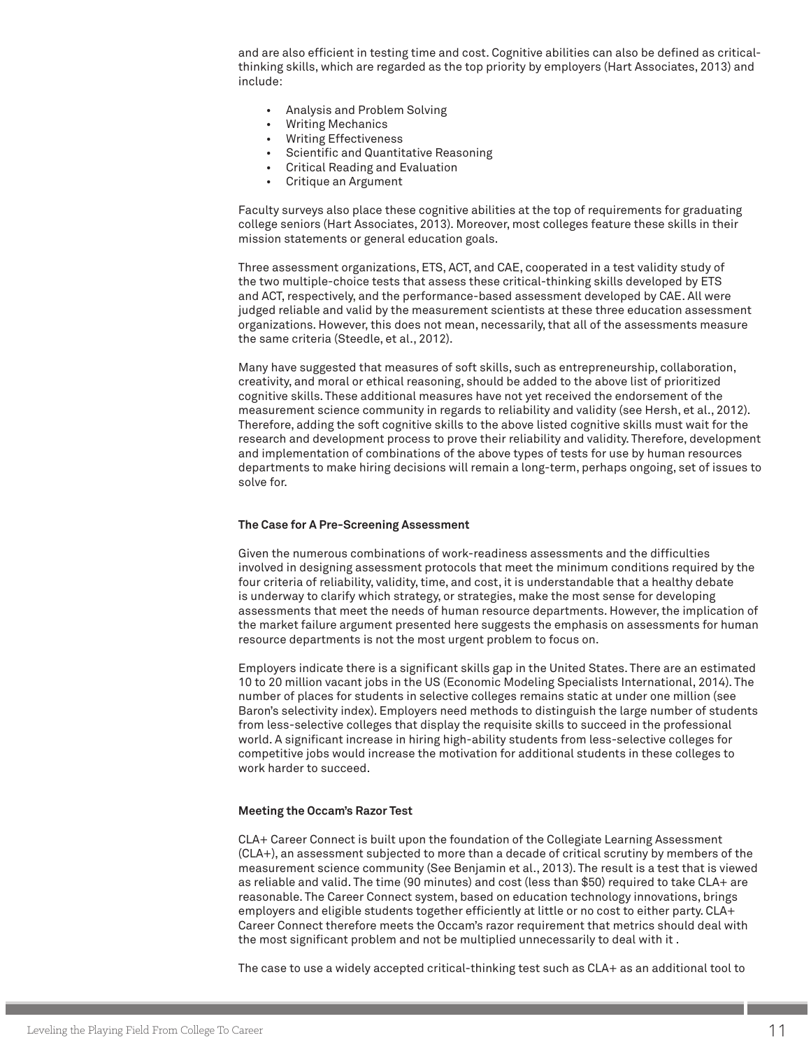and are also efficient in testing time and cost. Cognitive abilities can also be defined as critical-thinking skills, which are regarded as the top priority by employers (Hart Associates, 2013) and include:

- Analysis and Problem Solving
- Writing Mechanics
- Writing Effectiveness
- Scientific and Quantitative Reasoning
- Critical Reading and Evaluation
- Critique an Argument

Faculty surveys also place these cognitive abilities at the top of requirements for graduating college seniors (Hart Associates, 2013). Moreover, most colleges feature these skills in their mission statements or general education goals.

Three assessment organizations, ETS, ACT, and CAE, cooperated in a test validity study of the two multiple-choice tests that assess these critical-thinking skills developed by ETS and ACT, respectively, and the performance-based assessment developed by CAE. All were judged reliable and valid by the measurement scientists at these three education assessment organizations. However, this does not mean, necessarily, that all of the assessments measure the same criteria (Steedle, et al., 2012).

Many have suggested that measures of soft skills, such as entrepreneurship, collaboration, creativity, and moral or ethical reasoning, should be added to the above list of prioritized cognitive skills. These additional measures have not yet received the endorsement of the measurement science community in regards to reliability and validity (see Hersh, et al., 2012). Therefore, adding the soft cognitive skills to the above listed cognitive skills must wait for the research and development process to prove their reliability and validity. Therefore, development and implementation of combinations of the above types of tests for use by human resources departments to make hiring decisions will remain a long-term, perhaps ongoing, set of issues to solve for.

### The Case for A Pre-Screening Assessment

Given the numerous combinations of work-readiness assessments and the difficulties involved in designing assessment protocols that meet the minimum conditions required by the four criteria of reliability, validity, time, and cost, it is understandable that a healthy debate is underway to clarify which strategy, or strategies, make the most sense for developing assessments that meet the needs of human resource departments. However, the implication of the market failure argument presented here suggests the emphasis on assessments for human resource departments is not the most urgent problem to focus on.

Employers indicate there is a significant skills gap in the United States. There are an estimated 10 to 20 million vacant jobs in the US (Economic Modeling Specialists International, 2014). The number of places for students in selective colleges remains static at under one million (see Baron's selectivity index). Employers need methods to distinguish the large number of students from less-selective colleges that display the requisite skills to succeed in the professional world. A significant increase in hiring high-ability students from less-selective colleges for competitive jobs would increase the motivation for additional students in these colleges to work harder to succeed.

### Meeting the Occam's Razor Test

CLA+ Career Connect is built upon the foundation of the Collegiate Learning Assessment (CLA+), an assessment subjected to more than a decade of critical scrutiny by members of the measurement science community (See Benjamin et al., 2013). The result is a test that is viewed as reliable and valid. The time (90 minutes) and cost (less than $50) required to take CLA+ are reasonable. The Career Connect system, based on education technology innovations, brings employers and eligible students together efficiently at little or no cost to either party. CLA+ Career Connect therefore meets the Occam's razor requirement that metrics should deal with the most significant problem and not be multiplied unnecessarily to deal with it .

The case to use a widely accepted critical-thinking test such as CLA+ as an additional tool to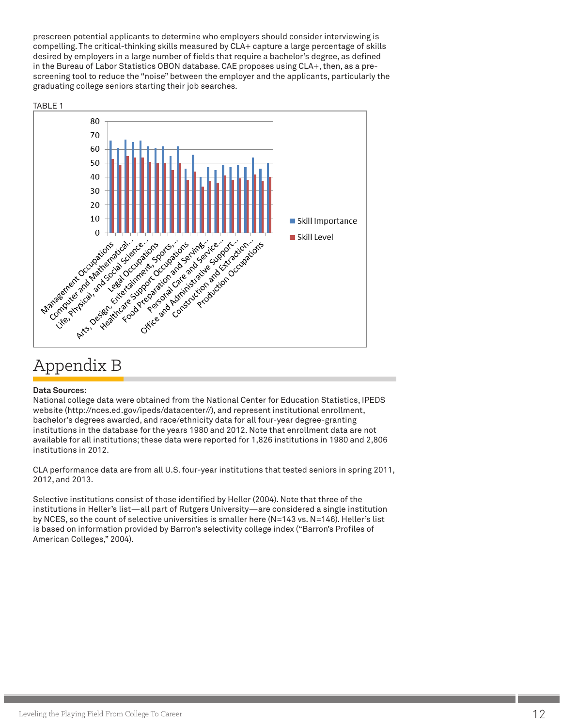prescreen potential applicants to determine who employers should consider interviewing is compelling. The critical-thinking skills measured by CLA+ capture a large percentage of skills desired by employers in a large number of fields that require a bachelor's degree, as defined in the Bureau of Labor Statistics OBON database. CAE proposes using CLA+, then, as a pre-screening tool to reduce the "noise" between the employer and the applicants, particularly the graduating college seniors starting their job searches.

TABLE 1

# Appendix B

**Data Sources:**
National college data were obtained from the National Center for Education Statistics, IPEDS website (http://nces.ed.gov/ipeds/datacenter//), and represent institutional enrollment, bachelor's degrees awarded, and race/ethnicity data for all four-year degree-granting institutions in the database for the years 1980 and 2012. Note that enrollment data are not available for all institutions; these data were reported for 1,826 institutions in 1980 and 2,806 institutions in 2012.

CLA performance data are from all U.S. four-year institutions that tested seniors in spring 2011, 2012, and 2013.

Selective institutions consist of those identified by Heller (2004). Note that three of the institutions in Heller's list—all part of Rutgers University—are considered a single institution by NCES, so the count of selective universities is smaller here (N=143 vs. N=146). Heller's list is based on information provided by Barron's selectivity college index ("Barron's Profiles of American Colleges," 2004).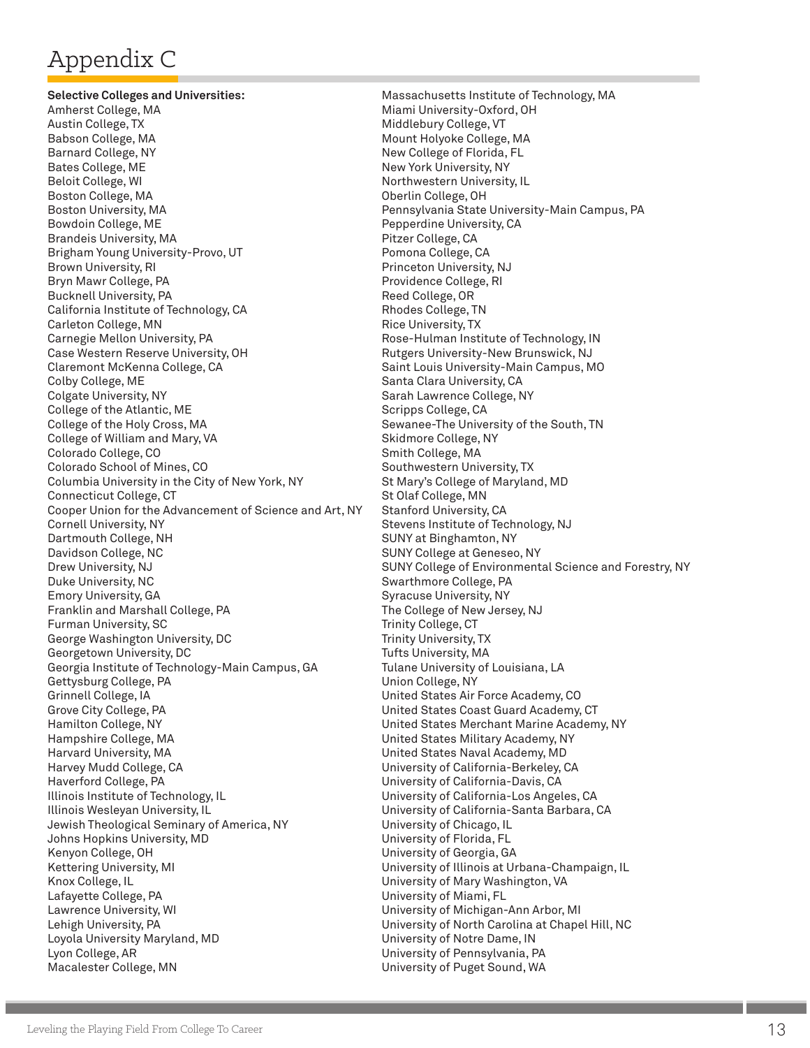# Appendix C

**Selective Colleges and Universities:**

Amherst College, MA
Austin College, TX
Babson College, MA
Barnard College, NY
Bates College, ME
Beloit College, WI
Boston College, MA
Boston University, MA
Bowdoin College, ME
Brandeis University, MA
Brigham Young University-Provo, UT
Brown University, RI
Bryn Mawr College, PA
Bucknell University, PA
California Institute of Technology, CA
Carleton College, MN
Carnegie Mellon University, PA
Case Western Reserve University, OH
Claremont McKenna College, CA
Colby College, ME
Colgate University, NY
College of the Atlantic, ME
College of the Holy Cross, MA
College of William and Mary, VA
Colorado College, CO
Colorado School of Mines, CO
Columbia University in the City of New York, NY
Connecticut College, CT
Cooper Union for the Advancement of Science and Art, NY
Cornell University, NY
Dartmouth College, NH
Davidson College, NC
Drew University, NJ
Duke University, NC
Emory University, GA
Franklin and Marshall College, PA
Furman University, SC
George Washington University, DC
Georgetown University, DC
Georgia Institute of Technology-Main Campus, GA
Gettysburg College, PA
Grinnell College, IA
Grove City College, PA
Hamilton College, NY
Hampshire College, MA
Harvard University, MA
Harvey Mudd College, CA
Haverford College, PA
Illinois Institute of Technology, IL
Illinois Wesleyan University, IL
Jewish Theological Seminary of America, NY
Johns Hopkins University, MD
Kenyon College, OH
Kettering University, MI
Knox College, IL
Lafayette College, PA
Lawrence University, WI
Lehigh University, PA
Loyola University Maryland, MD
Lyon College, AR
Macalester College, MN
Massachusetts Institute of Technology, MA
Miami University-Oxford, OH
Middlebury College, VT
Mount Holyoke College, MA
New College of Florida, FL
New York University, NY
Northwestern University, IL
Oberlin College, OH
Pennsylvania State University-Main Campus, PA
Pepperdine University, CA
Pitzer College, CA
Pomona College, CA
Princeton University, NJ
Providence College, RI
Reed College, OR
Rhodes College, TN
Rice University, TX
Rose-Hulman Institute of Technology, IN
Rutgers University-New Brunswick, NJ
Saint Louis University-Main Campus, MO
Santa Clara University, CA
Sarah Lawrence College, NY
Scripps College, CA
Sewanee-The University of the South, TN
Skidmore College, NY
Smith College, MA
Southwestern University, TX
St Mary's College of Maryland, MD
St Olaf College, MN
Stanford University, CA
Stevens Institute of Technology, NJ
SUNY at Binghamton, NY
SUNY College at Geneseo, NY
SUNY College of Environmental Science and Forestry, NY
Swarthmore College, PA
Syracuse University, NY
The College of New Jersey, NJ
Trinity College, CT
Trinity University, TX
Tufts University, MA
Tulane University of Louisiana, LA
Union College, NY
United States Air Force Academy, CO
United States Coast Guard Academy, CT
United States Merchant Marine Academy, NY
United States Military Academy, NY
United States Naval Academy, MD
University of California-Berkeley, CA
University of California-Davis, CA
University of California-Los Angeles, CA
University of California-Santa Barbara, CA
University of Chicago, IL
University of Florida, FL
University of Georgia, GA
University of Illinois at Urbana-Champaign, IL
University of Mary Washington, VA
University of Miami, FL
University of Michigan-Ann Arbor, MI
University of North Carolina at Chapel Hill, NC
University of Notre Dame, IN
University of Pennsylvania, PA
University of Puget Sound, WA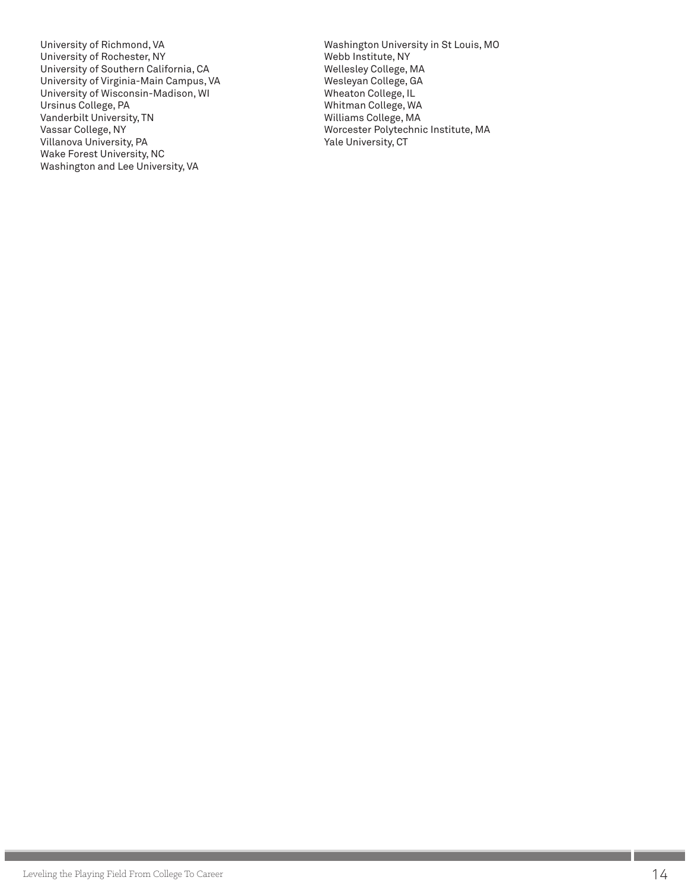University of Richmond, VA
University of Rochester, NY
University of Southern California, CA
University of Virginia-Main Campus, VA
University of Wisconsin-Madison, WI
Ursinus College, PA
Vanderbilt University, TN
Vassar College, NY
Villanova University, PA
Wake Forest University, NC
Washington and Lee University, VA
Washington University in St Louis, MO
Webb Institute, NY
Wellesley College, MA
Wesleyan College, GA
Wheaton College, IL
Whitman College, WA
Williams College, MA
Worcester Polytechnic Institute, MA
Yale University, CT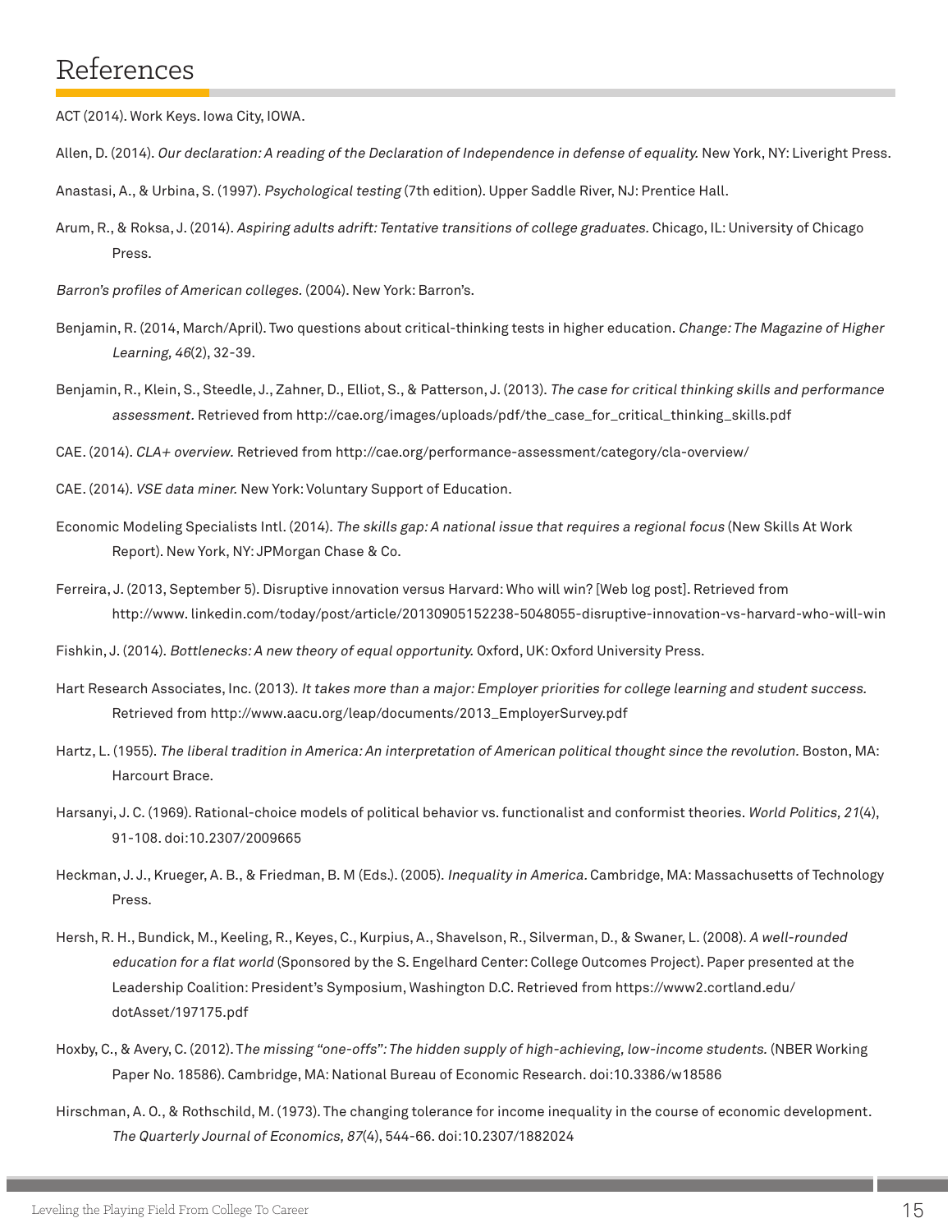# References

ACT (2014). Work Keys. Iowa City, IOWA.

Allen, D. (2014). *Our declaration: A reading of the Declaration of Independence in defense of equality.* New York, NY: Liveright Press.

Anastasi, A., & Urbina, S. (1997). *Psychological testing* (7th edition). Upper Saddle River, NJ: Prentice Hall.

Arum, R., & Roksa, J. (2014). *Aspiring adults adrift: Tentative transitions of college graduates.* Chicago, IL: University of Chicago Press.

*Barron's profiles of American colleges.* (2004). New York: Barron's.

Benjamin, R. (2014, March/April). Two questions about critical-thinking tests in higher education. *Change: The Magazine of Higher Learning, 46*(2), 32-39.

Benjamin, R., Klein, S., Steedle, J., Zahner, D., Elliot, S., & Patterson, J. (2013). *The case for critical thinking skills and performance assessment*. Retrieved from http://cae.org/images/uploads/pdf/the_case_for_critical_thinking_skills.pdf

CAE. (2014). *CLA+ overview.* Retrieved from http://cae.org/performance-assessment/category/cla-overview/

CAE. (2014). *VSE data miner.* New York: Voluntary Support of Education.

Economic Modeling Specialists Intl. (2014). *The skills gap: A national issue that requires a regional focus* (New Skills At Work Report). New York, NY: JPMorgan Chase & Co.

Ferreira, J. (2013, September 5). Disruptive innovation versus Harvard: Who will win? [Web log post]. Retrieved from http://www. linkedin.com/today/post/article/20130905152238-5048055-disruptive-innovation-vs-harvard-who-will-win

Fishkin, J. (2014). *Bottlenecks: A new theory of equal opportunity.* Oxford, UK: Oxford University Press.

Hart Research Associates, Inc. (2013). *It takes more than a major: Employer priorities for college learning and student success.* Retrieved from http://www.aacu.org/leap/documents/2013_EmployerSurvey.pdf

Hartz, L. (1955). *The liberal tradition in America: An interpretation of American political thought since the revolution.* Boston, MA: Harcourt Brace.

Harsanyi, J. C. (1969). Rational-choice models of political behavior vs. functionalist and conformist theories. *World Politics, 21*(4), 91-108. doi:10.2307/2009665

Heckman, J. J., Krueger, A. B., & Friedman, B. M (Eds.). (2005). *Inequality in America.* Cambridge, MA: Massachusetts of Technology Press.

Hersh, R. H., Bundick, M., Keeling, R., Keyes, C., Kurpius, A., Shavelson, R., Silverman, D., & Swaner, L. (2008). *A well-rounded education for a flat world* (Sponsored by the S. Engelhard Center: College Outcomes Project). Paper presented at the Leadership Coalition: President's Symposium, Washington D.C. Retrieved from https://www2.cortland.edu/dotAsset/197175.pdf

Hoxby, C., & Avery, C. (2012). T*he missing "one-offs": The hidden supply of high-achieving, low-income students.* (NBER Working Paper No. 18586). Cambridge, MA: National Bureau of Economic Research. doi:10.3386/w18586

Hirschman, A. O., & Rothschild, M. (1973). The changing tolerance for income inequality in the course of economic development. *The Quarterly Journal of Economics, 87*(4), 544-66. doi:10.2307/1882024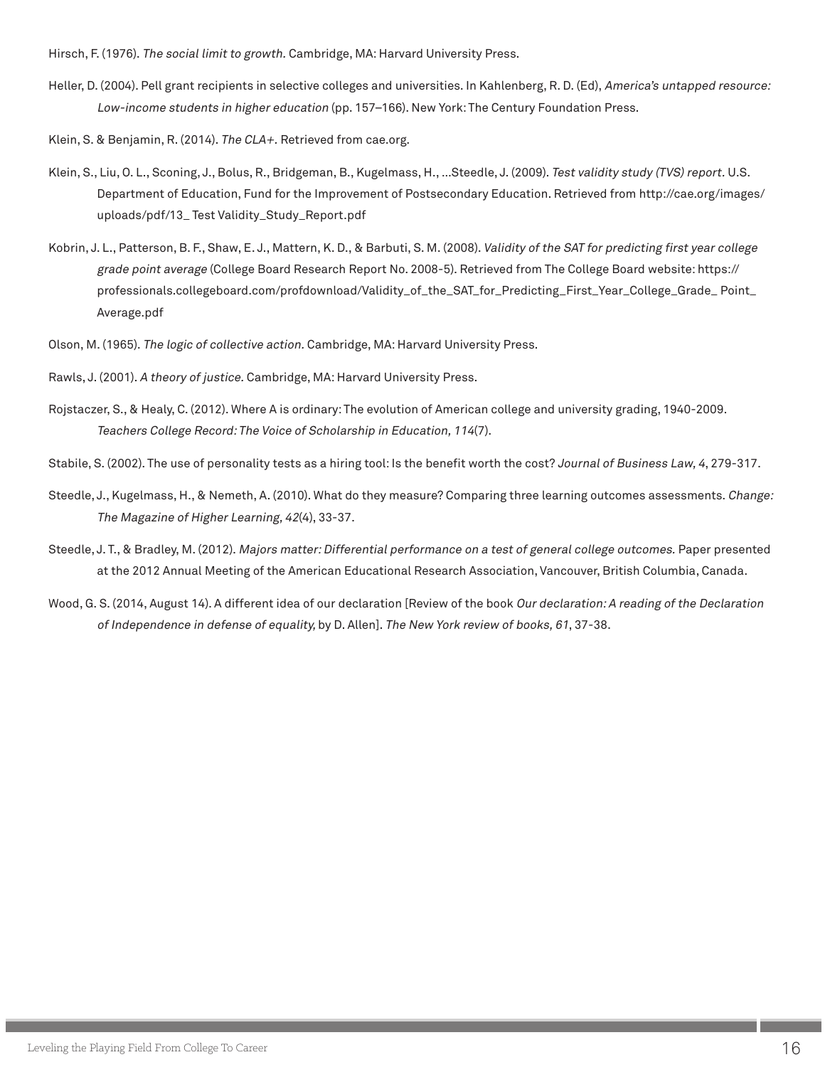Hirsch, F. (1976). *The social limit to growth.* Cambridge, MA: Harvard University Press.

Heller, D. (2004). Pell grant recipients in selective colleges and universities. In Kahlenberg, R. D. (Ed), *America's untapped resource: Low-income students in higher education* (pp. 157–166). New York: The Century Foundation Press.

Klein, S. & Benjamin, R. (2014). *The CLA+.* Retrieved from cae.org.

Klein, S., Liu, O. L., Sconing, J., Bolus, R., Bridgeman, B., Kugelmass, H., ...Steedle, J. (2009). *Test validity study (TVS) report.* U.S. Department of Education, Fund for the Improvement of Postsecondary Education. Retrieved from http://cae.org/images/uploads/pdf/13_ Test Validity_Study_Report.pdf

Kobrin, J. L., Patterson, B. F., Shaw, E. J., Mattern, K. D., & Barbuti, S. M. (2008). *Validity of the SAT for predicting first year college grade point average* (College Board Research Report No. 2008-5). Retrieved from The College Board website: https://professionals.collegeboard.com/profdownload/Validity_of_the_SAT_for_Predicting_First_Year_College_Grade_ Point_Average.pdf

Olson, M. (1965). *The logic of collective action.* Cambridge, MA: Harvard University Press.

Rawls, J. (2001). *A theory of justice.* Cambridge, MA: Harvard University Press.

Rojstaczer, S., & Healy, C. (2012). Where A is ordinary: The evolution of American college and university grading, 1940-2009. *Teachers College Record: The Voice of Scholarship in Education, 114*(7).

Stabile, S. (2002). The use of personality tests as a hiring tool: Is the benefit worth the cost? *Journal of Business Law, 4*, 279-317.

Steedle, J., Kugelmass, H., & Nemeth, A. (2010). What do they measure? Comparing three learning outcomes assessments. *Change: The Magazine of Higher Learning, 42*(4), 33-37.

Steedle, J. T., & Bradley, M. (2012). *Majors matter: Differential performance on a test of general college outcomes.* Paper presented at the 2012 Annual Meeting of the American Educational Research Association, Vancouver, British Columbia, Canada.

Wood, G. S. (2014, August 14). A different idea of our declaration [Review of the book *Our declaration: A reading of the Declaration of Independence in defense of equality,* by D. Allen]. *The New York review of books, 61*, 37-38.